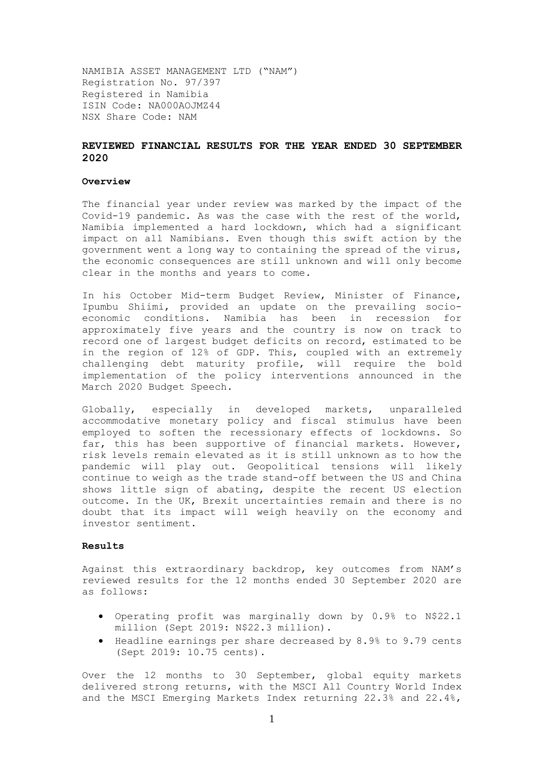NAMIBIA ASSET MANAGEMENT LTD ("NAM")
Registration No. 97/397
Registered in Namibia
ISIN Code: NA000AOJMZ44
NSX Share Code: NAM

## REVIEWED FINANCIAL RESULTS FOR THE YEAR ENDED 30 SEPTEMBER 2020

### Overview

The financial year under review was marked by the impact of the Covid-19 pandemic. As was the case with the rest of the world, Namibia implemented a hard lockdown, which had a significant impact on all Namibians. Even though this swift action by the government went a long way to containing the spread of the virus, the economic consequences are still unknown and will only become clear in the months and years to come.

In his October Mid-term Budget Review, Minister of Finance, Ipumbu Shiimi, provided an update on the prevailing socio-economic conditions. Namibia has been in recession for approximately five years and the country is now on track to record one of largest budget deficits on record, estimated to be in the region of 12% of GDP. This, coupled with an extremely challenging debt maturity profile, will require the bold implementation of the policy interventions announced in the March 2020 Budget Speech.

Globally, especially in developed markets, unparalleled accommodative monetary policy and fiscal stimulus have been employed to soften the recessionary effects of lockdowns. So far, this has been supportive of financial markets. However, risk levels remain elevated as it is still unknown as to how the pandemic will play out. Geopolitical tensions will likely continue to weigh as the trade stand-off between the US and China shows little sign of abating, despite the recent US election outcome. In the UK, Brexit uncertainties remain and there is no doubt that its impact will weigh heavily on the economy and investor sentiment.

### Results

Against this extraordinary backdrop, key outcomes from NAM's reviewed results for the 12 months ended 30 September 2020 are as follows:

- Operating profit was marginally down by 0.9% to N$22.1 million (Sept 2019: N$22.3 million).
- Headline earnings per share decreased by 8.9% to 9.79 cents (Sept 2019: 10.75 cents).

Over the 12 months to 30 September, global equity markets delivered strong returns, with the MSCI All Country World Index and the MSCI Emerging Markets Index returning 22.3% and 22.4%,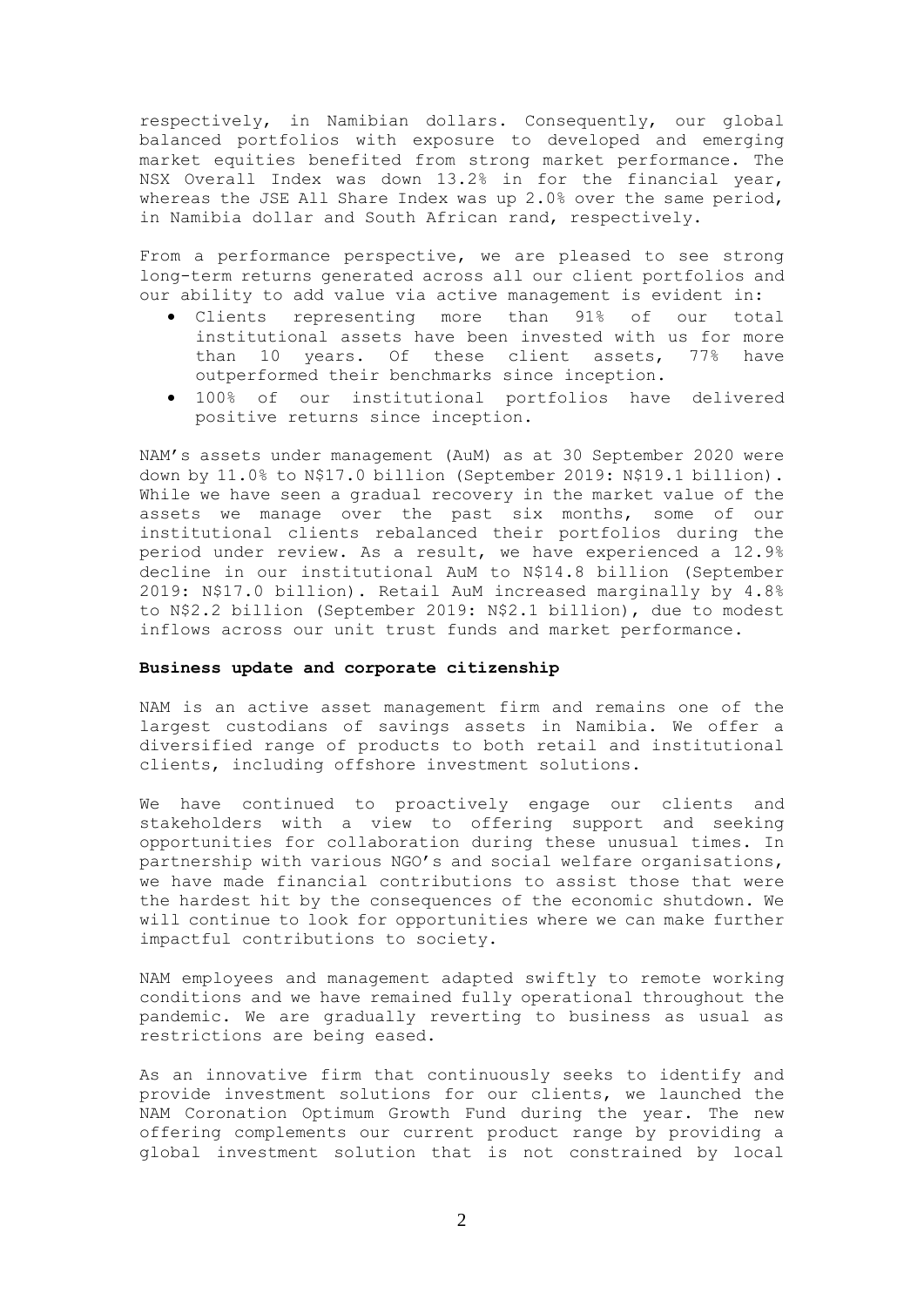respectively, in Namibian dollars. Consequently, our global balanced portfolios with exposure to developed and emerging market equities benefited from strong market performance. The NSX Overall Index was down 13.2% in for the financial year, whereas the JSE All Share Index was up 2.0% over the same period, in Namibia dollar and South African rand, respectively.

From a performance perspective, we are pleased to see strong long-term returns generated across all our client portfolios and our ability to add value via active management is evident in:

- Clients representing more than 91% of our total institutional assets have been invested with us for more than 10 years. Of these client assets, 77% have outperformed their benchmarks since inception.
- 100% of our institutional portfolios have delivered positive returns since inception.

NAM's assets under management (AuM) as at 30 September 2020 were down by 11.0% to N$17.0 billion (September 2019: N$19.1 billion). While we have seen a gradual recovery in the market value of the assets we manage over the past six months, some of our institutional clients rebalanced their portfolios during the period under review. As a result, we have experienced a 12.9% decline in our institutional AuM to N$14.8 billion (September 2019: N$17.0 billion). Retail AuM increased marginally by 4.8% to N$2.2 billion (September 2019: N$2.1 billion), due to modest inflows across our unit trust funds and market performance.

**Business update and corporate citizenship**

NAM is an active asset management firm and remains one of the largest custodians of savings assets in Namibia. We offer a diversified range of products to both retail and institutional clients, including offshore investment solutions.

We have continued to proactively engage our clients and stakeholders with a view to offering support and seeking opportunities for collaboration during these unusual times. In partnership with various NGO's and social welfare organisations, we have made financial contributions to assist those that were the hardest hit by the consequences of the economic shutdown. We will continue to look for opportunities where we can make further impactful contributions to society.

NAM employees and management adapted swiftly to remote working conditions and we have remained fully operational throughout the pandemic. We are gradually reverting to business as usual as restrictions are being eased.

As an innovative firm that continuously seeks to identify and provide investment solutions for our clients, we launched the NAM Coronation Optimum Growth Fund during the year. The new offering complements our current product range by providing a global investment solution that is not constrained by local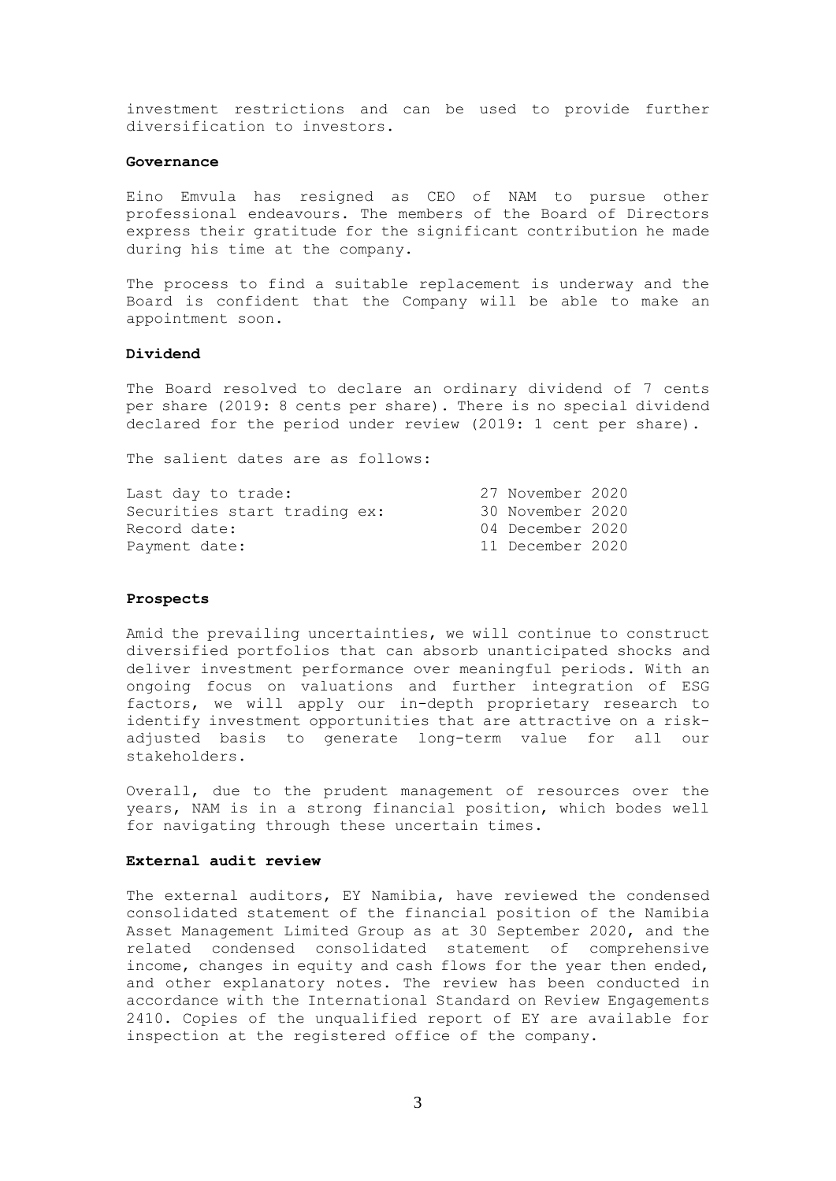investment restrictions and can be used to provide further diversification to investors.

**Governance**

Eino Emvula has resigned as CEO of NAM to pursue other professional endeavours. The members of the Board of Directors express their gratitude for the significant contribution he made during his time at the company.

The process to find a suitable replacement is underway and the Board is confident that the Company will be able to make an appointment soon.

**Dividend**

The Board resolved to declare an ordinary dividend of 7 cents per share (2019: 8 cents per share). There is no special dividend declared for the period under review (2019: 1 cent per share).

The salient dates are as follows:

| | |
|---|---|
| Last day to trade: | 27 November 2020 |
| Securities start trading ex: | 30 November 2020 |
| Record date: | 04 December 2020 |
| Payment date: | 11 December 2020 |

**Prospects**

Amid the prevailing uncertainties, we will continue to construct diversified portfolios that can absorb unanticipated shocks and deliver investment performance over meaningful periods. With an ongoing focus on valuations and further integration of ESG factors, we will apply our in-depth proprietary research to identify investment opportunities that are attractive on a risk-adjusted basis to generate long-term value for all our stakeholders.

Overall, due to the prudent management of resources over the years, NAM is in a strong financial position, which bodes well for navigating through these uncertain times.

**External audit review**

The external auditors, EY Namibia, have reviewed the condensed consolidated statement of the financial position of the Namibia Asset Management Limited Group as at 30 September 2020, and the related condensed consolidated statement of comprehensive income, changes in equity and cash flows for the year then ended, and other explanatory notes. The review has been conducted in accordance with the International Standard on Review Engagements 2410. Copies of the unqualified report of EY are available for inspection at the registered office of the company.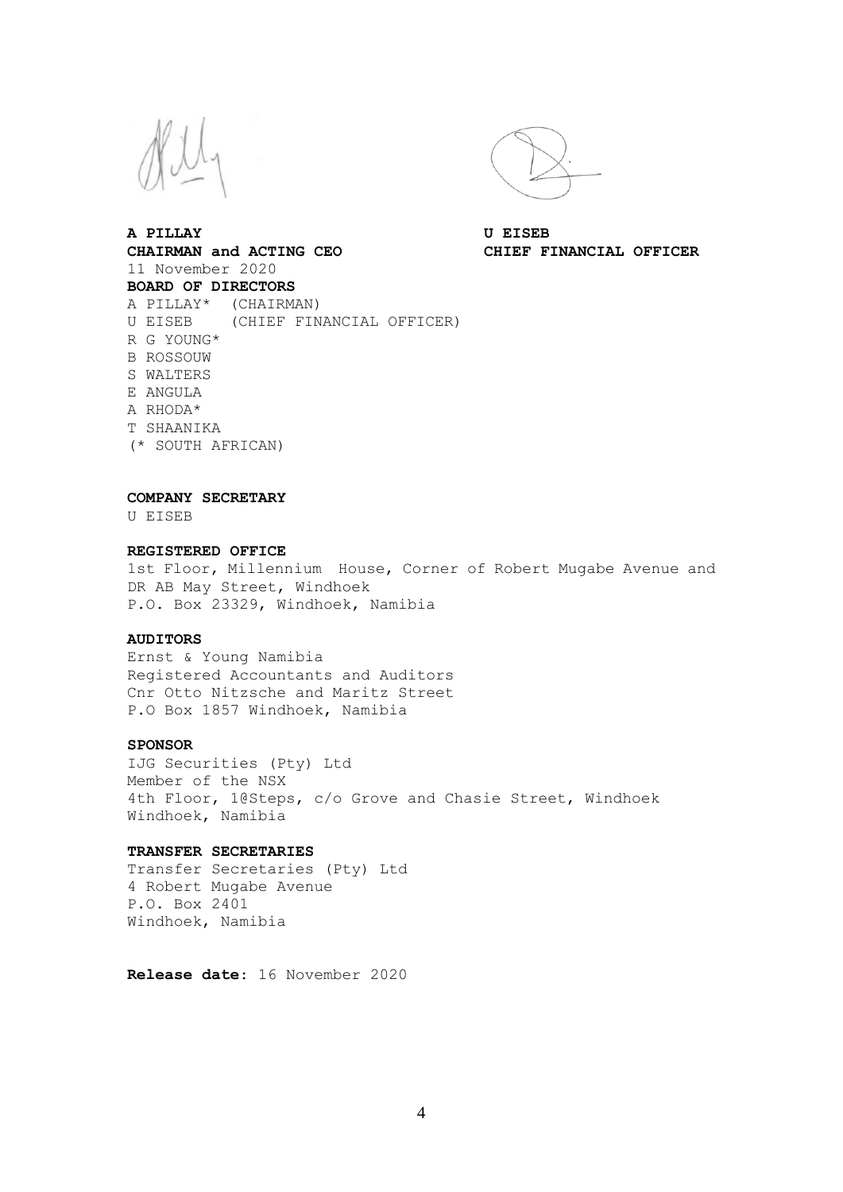**A PILLAY**
**CHAIRMAN and ACTING CEO**

**U EISEB**
**CHIEF FINANCIAL OFFICER**

11 November 2020

**BOARD OF DIRECTORS**

A PILLAY* (CHAIRMAN)
U EISEB (CHIEF FINANCIAL OFFICER)
R G YOUNG*
B ROSSOUW
S WALTERS
E ANGULA
A RHODA*
T SHAANIKA
(* SOUTH AFRICAN)

**COMPANY SECRETARY**

U EISEB

**REGISTERED OFFICE**

1st Floor, Millennium House, Corner of Robert Mugabe Avenue and DR AB May Street, Windhoek
P.O. Box 23329, Windhoek, Namibia

**AUDITORS**

Ernst & Young Namibia
Registered Accountants and Auditors
Cnr Otto Nitzsche and Maritz Street
P.O Box 1857 Windhoek, Namibia

**SPONSOR**

IJG Securities (Pty) Ltd
Member of the NSX
4th Floor, 1@Steps, c/o Grove and Chasie Street, Windhoek
Windhoek, Namibia

**TRANSFER SECRETARIES**

Transfer Secretaries (Pty) Ltd
4 Robert Mugabe Avenue
P.O. Box 2401
Windhoek, Namibia

**Release date:** 16 November 2020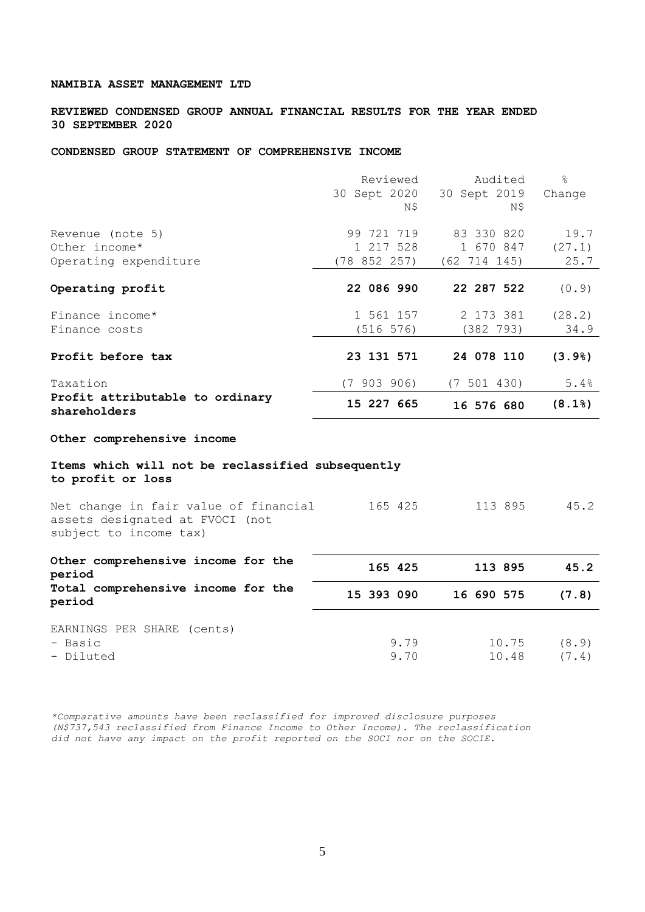**NAMIBIA ASSET MANAGEMENT LTD**

**REVIEWED CONDENSED GROUP ANNUAL FINANCIAL RESULTS FOR THE YEAR ENDED 30 SEPTEMBER 2020**

**CONDENSED GROUP STATEMENT OF COMPREHENSIVE INCOME**

| | Reviewed 30 Sept 2020 N$ | Audited 30 Sept 2019 N$ | % Change |
|---|---|---|---|
| Revenue (note 5) | 99 721 719 | 83 330 820 | 19.7 |
| Other income* | 1 217 528 | 1 670 847 | (27.1) |
| Operating expenditure | (78 852 257) | (62 714 145) | 25.7 |
| **Operating profit** | **22 086 990** | **22 287 522** | (0.9) |
| Finance income* | 1 561 157 | 2 173 381 | (28.2) |
| Finance costs | (516 576) | (382 793) | 34.9 |
| **Profit before tax** | **23 131 571** | **24 078 110** | **(3.9%)** |
| Taxation | (7 903 906) | (7 501 430) | 5.4% |
| **Profit attributable to ordinary shareholders** | **15 227 665** | **16 576 680** | **(8.1%)** |
| **Other comprehensive income** | | | |
| **Items which will not be reclassified subsequently to profit or loss** | | | |
| Net change in fair value of financial assets designated at FVOCI (not subject to income tax) | 165 425 | 113 895 | 45.2 |
| **Other comprehensive income for the period** | **165 425** | **113 895** | **45.2** |
| **Total comprehensive income for the period** | **15 393 090** | **16 690 575** | **(7.8)** |
| EARNINGS PER SHARE (cents) | | | |
| - Basic | 9.79 | 10.75 | (8.9) |
| - Diluted | 9.70 | 10.48 | (7.4) |

*\*Comparative amounts have been reclassified for improved disclosure purposes (N$737,543 reclassified from Finance Income to Other Income). The reclassification did not have any impact on the profit reported on the SOCI nor on the SOCIE.*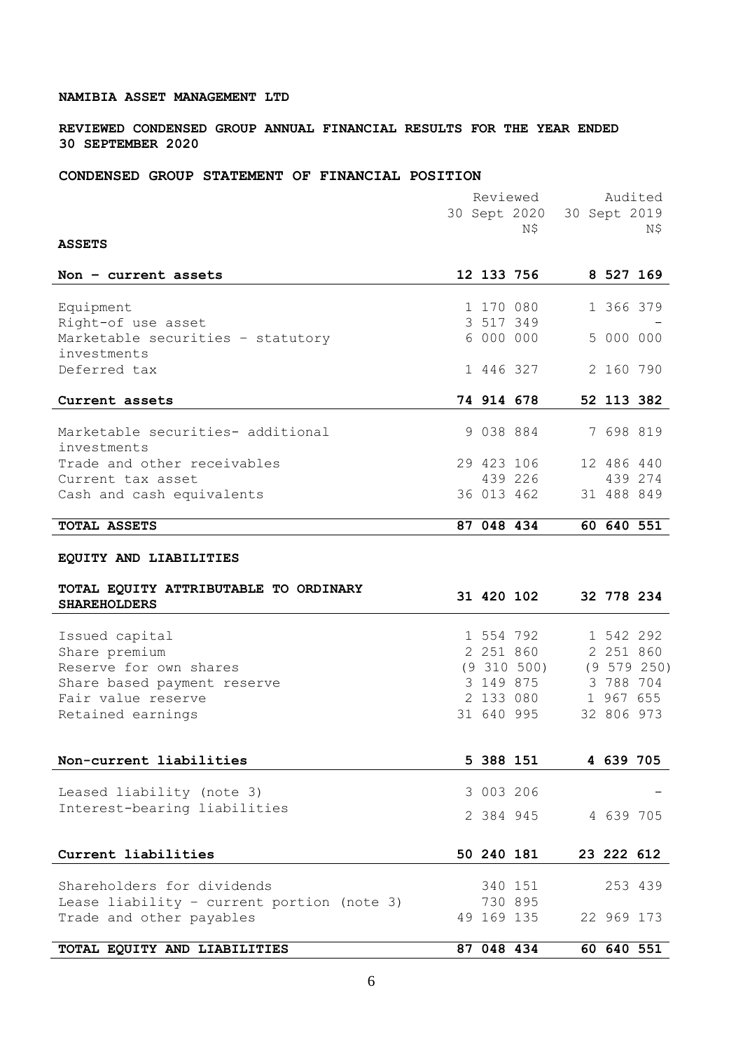**NAMIBIA ASSET MANAGEMENT LTD**

**REVIEWED CONDENSED GROUP ANNUAL FINANCIAL RESULTS FOR THE YEAR ENDED 30 SEPTEMBER 2020**

**CONDENSED GROUP STATEMENT OF FINANCIAL POSITION**

| | Reviewed 30 Sept 2020 N$ | Audited 30 Sept 2019 N$ |
|---|---|---|
| **ASSETS** | | |
| **Non – current assets** | **12 133 756** | **8 527 169** |
| Equipment | 1 170 080 | 1 366 379 |
| Right-of use asset | 3 517 349 | - |
| Marketable securities – statutory investments | 6 000 000 | 5 000 000 |
| Deferred tax | 1 446 327 | 2 160 790 |
| **Current assets** | **74 914 678** | **52 113 382** |
| Marketable securities- additional investments | 9 038 884 | 7 698 819 |
| Trade and other receivables | 29 423 106 | 12 486 440 |
| Current tax asset | 439 226 | 439 274 |
| Cash and cash equivalents | 36 013 462 | 31 488 849 |
| **TOTAL ASSETS** | **87 048 434** | **60 640 551** |
| **EQUITY AND LIABILITIES** | | |
| **TOTAL EQUITY ATTRIBUTABLE TO ORDINARY SHAREHOLDERS** | **31 420 102** | **32 778 234** |
| Issued capital | 1 554 792 | 1 542 292 |
| Share premium | 2 251 860 | 2 251 860 |
| Reserve for own shares | (9 310 500) | (9 579 250) |
| Share based payment reserve | 3 149 875 | 3 788 704 |
| Fair value reserve | 2 133 080 | 1 967 655 |
| Retained earnings | 31 640 995 | 32 806 973 |
| **Non-current liabilities** | **5 388 151** | **4 639 705** |
| Leased liability (note 3) | 3 003 206 | - |
| Interest-bearing liabilities | 2 384 945 | 4 639 705 |
| **Current liabilities** | **50 240 181** | **23 222 612** |
| Shareholders for dividends | 340 151 | 253 439 |
| Lease liability – current portion (note 3) | 730 895 | |
| Trade and other payables | 49 169 135 | 22 969 173 |
| **TOTAL EQUITY AND LIABILITIES** | **87 048 434** | **60 640 551** |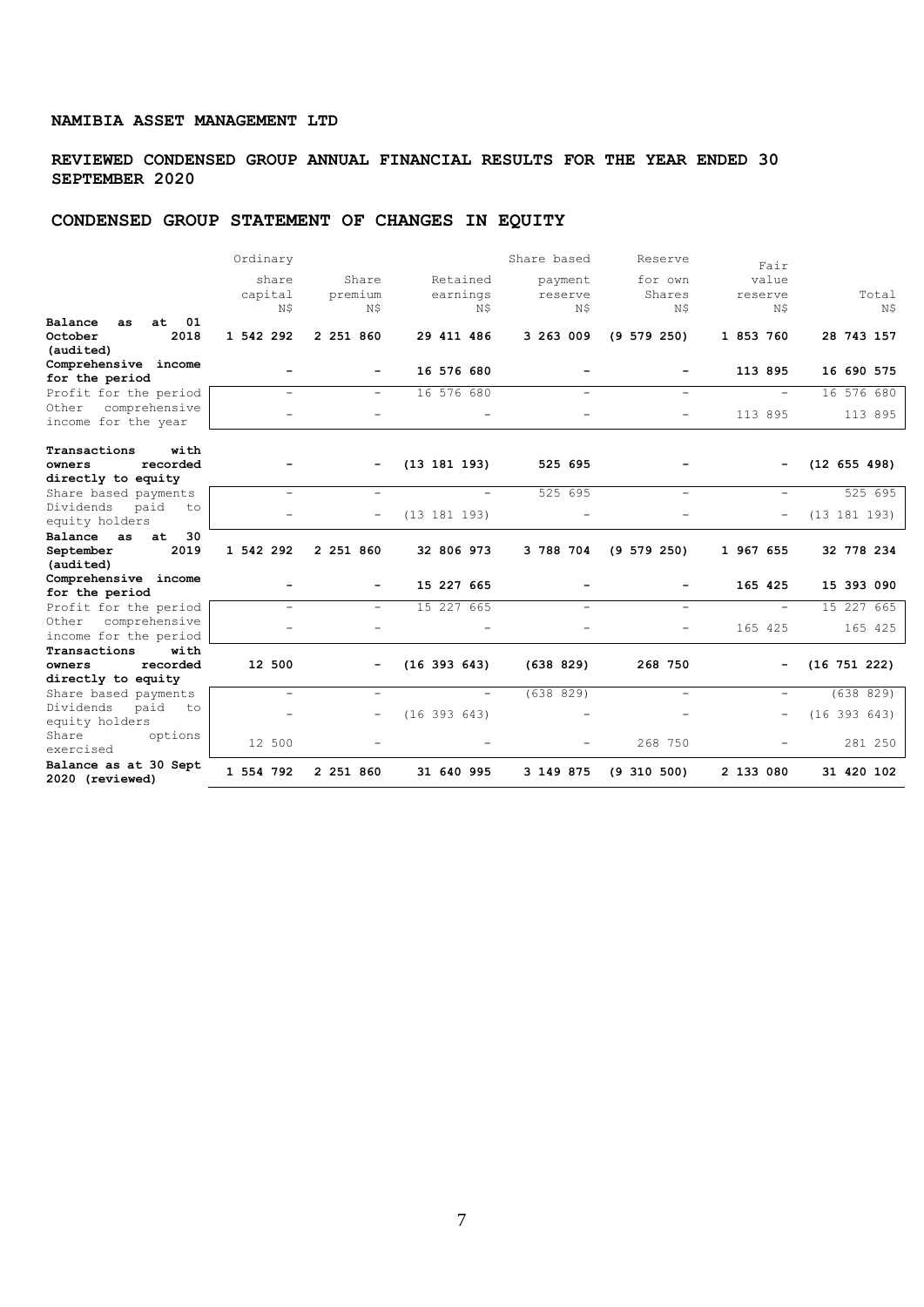**NAMIBIA ASSET MANAGEMENT LTD**

**REVIEWED CONDENSED GROUP ANNUAL FINANCIAL RESULTS FOR THE YEAR ENDED 30 SEPTEMBER 2020**

## CONDENSED GROUP STATEMENT OF CHANGES IN EQUITY

| | Ordinary share capital N$ | Share premium N$ | Retained earnings N$ | Share based payment reserve N$ | Reserve for own Shares N$ | Fair value reserve N$ | Total N$ |
|---|---|---|---|---|---|---|---|
| **Balance as at 01 October 2018 (audited)** | **1 542 292** | **2 251 860** | **29 411 486** | **3 263 009** | **(9 579 250)** | **1 853 760** | **28 743 157** |
| **Comprehensive income for the period** | **-** | **-** | **16 576 680** | **-** | **-** | **113 895** | **16 690 575** |
| Profit for the period | - | - | 16 576 680 | - | - | - | 16 576 680 |
| Other comprehensive income for the year | - | - | - | - | - | 113 895 | 113 895 |
| **Transactions with owners recorded directly to equity** | **-** | **-** | **(13 181 193)** | **525 695** | **-** | **-** | **(12 655 498)** |
| Share based payments | - | - | - | 525 695 | - | - | 525 695 |
| Dividends paid to equity holders | - | - | (13 181 193) | - | - | - | (13 181 193) |
| **Balance as at 30 September 2019 (audited)** | **1 542 292** | **2 251 860** | **32 806 973** | **3 788 704** | **(9 579 250)** | **1 967 655** | **32 778 234** |
| **Comprehensive income for the period** | **-** | **-** | **15 227 665** | **-** | **-** | **165 425** | **15 393 090** |
| Profit for the period | - | - | 15 227 665 | - | - | - | 15 227 665 |
| Other comprehensive income for the period | - | - | - | - | - | 165 425 | 165 425 |
| **Transactions with owners recorded directly to equity** | **12 500** | **-** | **(16 393 643)** | **(638 829)** | **268 750** | **-** | **(16 751 222)** |
| Share based payments | - | - | - | (638 829) | - | - | (638 829) |
| Dividends paid to equity holders | - | - | (16 393 643) | - | - | - | (16 393 643) |
| Share options exercised | 12 500 | - | - | - | 268 750 | - | 281 250 |
| **Balance as at 30 Sept 2020 (reviewed)** | **1 554 792** | **2 251 860** | **31 640 995** | **3 149 875** | **(9 310 500)** | **2 133 080** | **31 420 102** |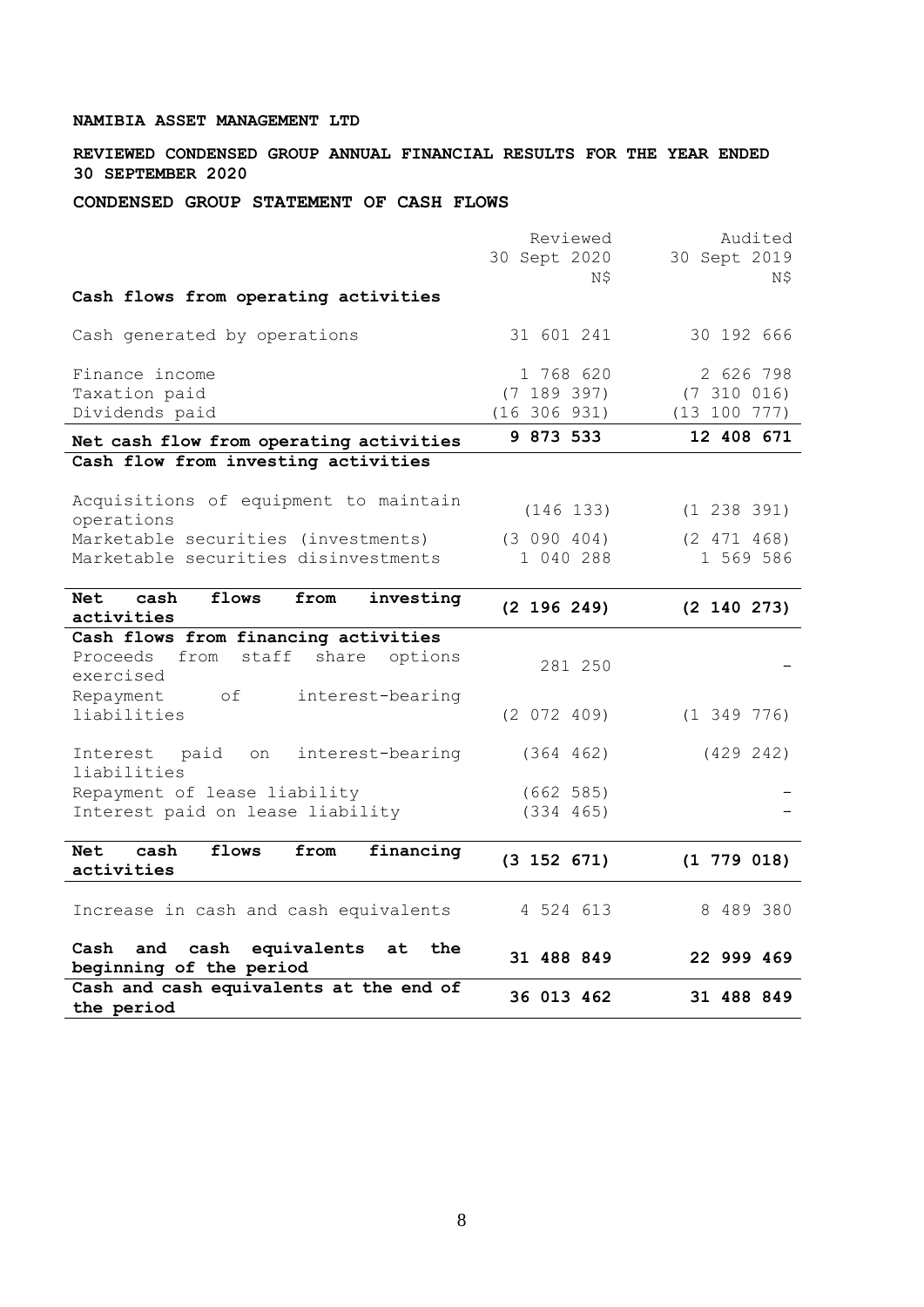**NAMIBIA ASSET MANAGEMENT LTD**

**REVIEWED CONDENSED GROUP ANNUAL FINANCIAL RESULTS FOR THE YEAR ENDED 30 SEPTEMBER 2020**

**CONDENSED GROUP STATEMENT OF CASH FLOWS**

| | Reviewed 30 Sept 2020 N$ | Audited 30 Sept 2019 N$ |
|---|---|---|
| **Cash flows from operating activities** | | |
| Cash generated by operations | 31 601 241 | 30 192 666 |
| Finance income | 1 768 620 | 2 626 798 |
| Taxation paid | (7 189 397) | (7 310 016) |
| Dividends paid | (16 306 931) | (13 100 777) |
| **Net cash flow from operating activities** | **9 873 533** | **12 408 671** |
| **Cash flow from investing activities** | | |
| Acquisitions of equipment to maintain operations | (146 133) | (1 238 391) |
| Marketable securities (investments) | (3 090 404) | (2 471 468) |
| Marketable securities disinvestments | 1 040 288 | 1 569 586 |
| **Net cash flows from investing activities** | **(2 196 249)** | **(2 140 273)** |
| **Cash flows from financing activities** | | |
| Proceeds from staff share options exercised | 281 250 | - |
| Repayment of interest-bearing liabilities | (2 072 409) | (1 349 776) |
| Interest paid on interest-bearing liabilities | (364 462) | (429 242) |
| Repayment of lease liability | (662 585) | - |
| Interest paid on lease liability | (334 465) | - |
| **Net cash flows from financing activities** | **(3 152 671)** | **(1 779 018)** |
| Increase in cash and cash equivalents | 4 524 613 | 8 489 380 |
| **Cash and cash equivalents at the beginning of the period** | **31 488 849** | **22 999 469** |
| **Cash and cash equivalents at the end of the period** | **36 013 462** | **31 488 849** |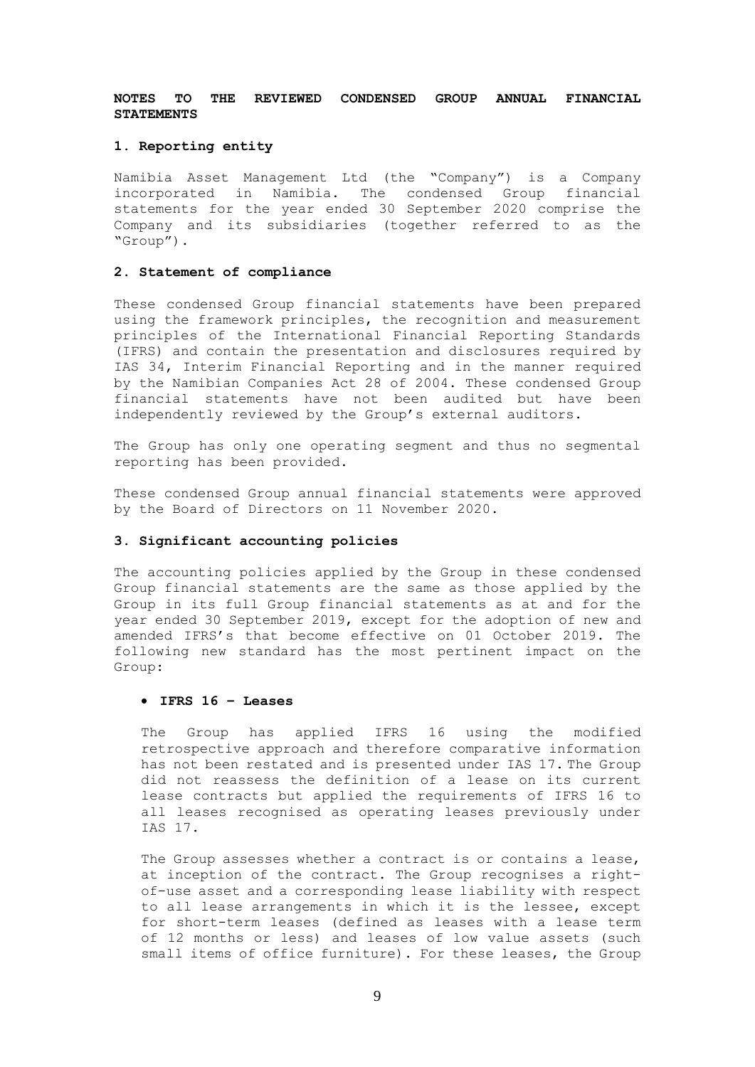# NOTES TO THE REVIEWED CONDENSED GROUP ANNUAL FINANCIAL STATEMENTS

## 1. Reporting entity

Namibia Asset Management Ltd (the "Company") is a Company incorporated in Namibia. The condensed Group financial statements for the year ended 30 September 2020 comprise the Company and its subsidiaries (together referred to as the "Group").

## 2. Statement of compliance

These condensed Group financial statements have been prepared using the framework principles, the recognition and measurement principles of the International Financial Reporting Standards (IFRS) and contain the presentation and disclosures required by IAS 34, Interim Financial Reporting and in the manner required by the Namibian Companies Act 28 of 2004. These condensed Group financial statements have not been audited but have been independently reviewed by the Group's external auditors.

The Group has only one operating segment and thus no segmental reporting has been provided.

These condensed Group annual financial statements were approved by the Board of Directors on 11 November 2020.

## 3. Significant accounting policies

The accounting policies applied by the Group in these condensed Group financial statements are the same as those applied by the Group in its full Group financial statements as at and for the year ended 30 September 2019, except for the adoption of new and amended IFRS's that become effective on 01 October 2019. The following new standard has the most pertinent impact on the Group:

- **IFRS 16 – Leases**

  The Group has applied IFRS 16 using the modified retrospective approach and therefore comparative information has not been restated and is presented under IAS 17. The Group did not reassess the definition of a lease on its current lease contracts but applied the requirements of IFRS 16 to all leases recognised as operating leases previously under IAS 17.

  The Group assesses whether a contract is or contains a lease, at inception of the contract. The Group recognises a right-of-use asset and a corresponding lease liability with respect to all lease arrangements in which it is the lessee, except for short-term leases (defined as leases with a lease term of 12 months or less) and leases of low value assets (such small items of office furniture). For these leases, the Group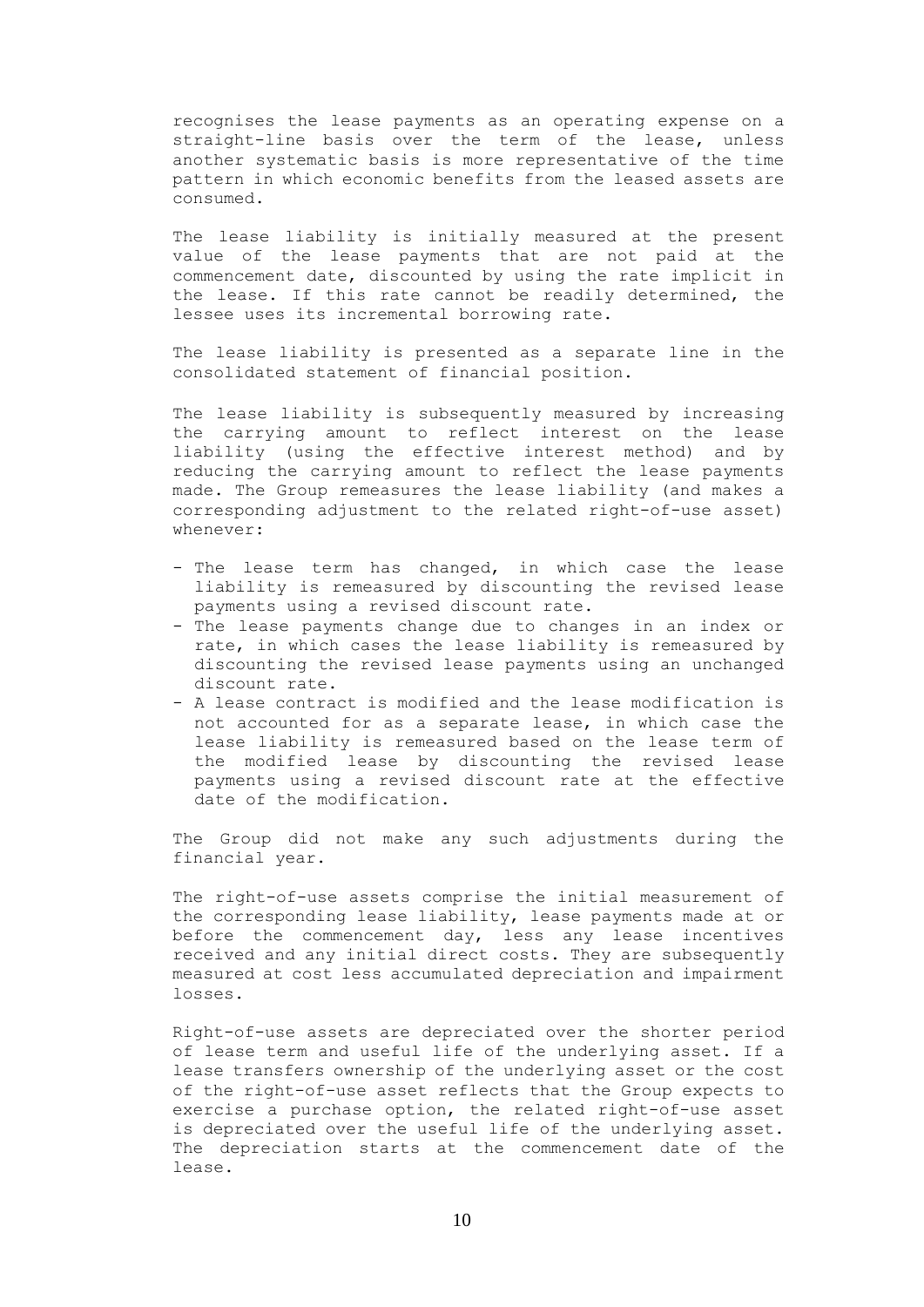recognises the lease payments as an operating expense on a straight-line basis over the term of the lease, unless another systematic basis is more representative of the time pattern in which economic benefits from the leased assets are consumed.

The lease liability is initially measured at the present value of the lease payments that are not paid at the commencement date, discounted by using the rate implicit in the lease. If this rate cannot be readily determined, the lessee uses its incremental borrowing rate.

The lease liability is presented as a separate line in the consolidated statement of financial position.

The lease liability is subsequently measured by increasing the carrying amount to reflect interest on the lease liability (using the effective interest method) and by reducing the carrying amount to reflect the lease payments made. The Group remeasures the lease liability (and makes a corresponding adjustment to the related right-of-use asset) whenever:

- The lease term has changed, in which case the lease liability is remeasured by discounting the revised lease payments using a revised discount rate.
- The lease payments change due to changes in an index or rate, in which cases the lease liability is remeasured by discounting the revised lease payments using an unchanged discount rate.
- A lease contract is modified and the lease modification is not accounted for as a separate lease, in which case the lease liability is remeasured based on the lease term of the modified lease by discounting the revised lease payments using a revised discount rate at the effective date of the modification.

The Group did not make any such adjustments during the financial year.

The right-of-use assets comprise the initial measurement of the corresponding lease liability, lease payments made at or before the commencement day, less any lease incentives received and any initial direct costs. They are subsequently measured at cost less accumulated depreciation and impairment losses.

Right-of-use assets are depreciated over the shorter period of lease term and useful life of the underlying asset. If a lease transfers ownership of the underlying asset or the cost of the right-of-use asset reflects that the Group expects to exercise a purchase option, the related right-of-use asset is depreciated over the useful life of the underlying asset. The depreciation starts at the commencement date of the lease.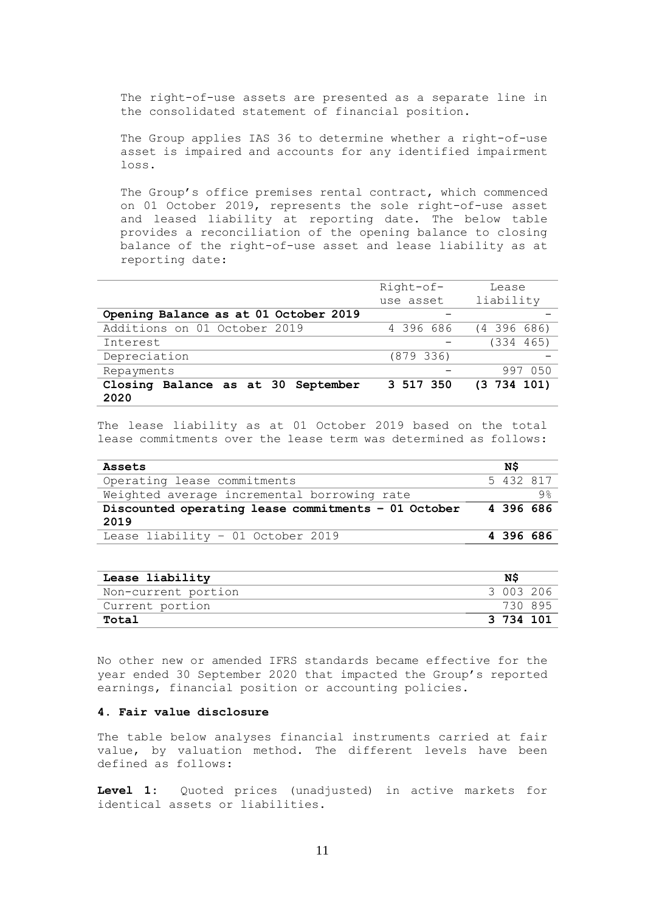The right-of-use assets are presented as a separate line in the consolidated statement of financial position.

The Group applies IAS 36 to determine whether a right-of-use asset is impaired and accounts for any identified impairment loss.

The Group's office premises rental contract, which commenced on 01 October 2019, represents the sole right-of-use asset and leased liability at reporting date. The below table provides a reconciliation of the opening balance to closing balance of the right-of-use asset and lease liability as at reporting date:

| | Right-of-use asset | Lease liability |
|---|---|---|
| **Opening Balance as at 01 October 2019** | - | - |
| Additions on 01 October 2019 | 4 396 686 | (4 396 686) |
| Interest | - | (334 465) |
| Depreciation | (879 336) | - |
| Repayments | - | 997 050 |
| **Closing Balance as at 30 September 2020** | **3 517 350** | **(3 734 101)** |

The lease liability as at 01 October 2019 based on the total lease commitments over the lease term was determined as follows:

| **Assets** | **N$** |
|---|---|
| Operating lease commitments | 5 432 817 |
| Weighted average incremental borrowing rate | 9% |
| **Discounted operating lease commitments – 01 October 2019** | **4 396 686** |
| Lease liability – 01 October 2019 | **4 396 686** |

| **Lease liability** | **N$** |
|---|---|
| Non-current portion | 3 003 206 |
| Current portion | 730 895 |
| **Total** | **3 734 101** |

No other new or amended IFRS standards became effective for the year ended 30 September 2020 that impacted the Group's reported earnings, financial position or accounting policies.

#### 4. Fair value disclosure

The table below analyses financial instruments carried at fair value, by valuation method. The different levels have been defined as follows:

**Level 1:** Quoted prices (unadjusted) in active markets for identical assets or liabilities.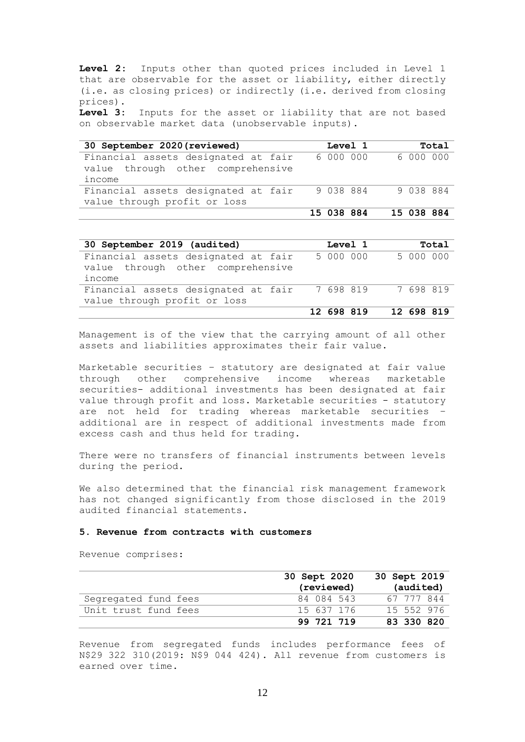**Level 2:** Inputs other than quoted prices included in Level 1 that are observable for the asset or liability, either directly (i.e. as closing prices) or indirectly (i.e. derived from closing prices).

**Level 3:** Inputs for the asset or liability that are not based on observable market data (unobservable inputs).

| **30 September 2020(reviewed)** | **Level 1** | **Total** |
|---|---|---|
| Financial assets designated at fair value through other comprehensive income | 6 000 000 | 6 000 000 |
| Financial assets designated at fair value through profit or loss | 9 038 884 | 9 038 884 |
| | **15 038 884** | **15 038 884** |

| **30 September 2019 (audited)** | **Level 1** | **Total** |
|---|---|---|
| Financial assets designated at fair value through other comprehensive income | 5 000 000 | 5 000 000 |
| Financial assets designated at fair value through profit or loss | 7 698 819 | 7 698 819 |
| | **12 698 819** | **12 698 819** |

Management is of the view that the carrying amount of all other assets and liabilities approximates their fair value.

Marketable securities – statutory are designated at fair value through other comprehensive income whereas marketable securities- additional investments has been designated at fair value through profit and loss. Marketable securities - statutory are not held for trading whereas marketable securities – additional are in respect of additional investments made from excess cash and thus held for trading.

There were no transfers of financial instruments between levels during the period.

We also determined that the financial risk management framework has not changed significantly from those disclosed in the 2019 audited financial statements.

### 5. Revenue from contracts with customers

Revenue comprises:

| | **30 Sept 2020 (reviewed)** | **30 Sept 2019 (audited)** |
|---|---|---|
| Segregated fund fees | 84 084 543 | 67 777 844 |
| Unit trust fund fees | 15 637 176 | 15 552 976 |
| | **99 721 719** | **83 330 820** |

Revenue from segregated funds includes performance fees of N$29 322 310(2019: N$9 044 424). All revenue from customers is earned over time.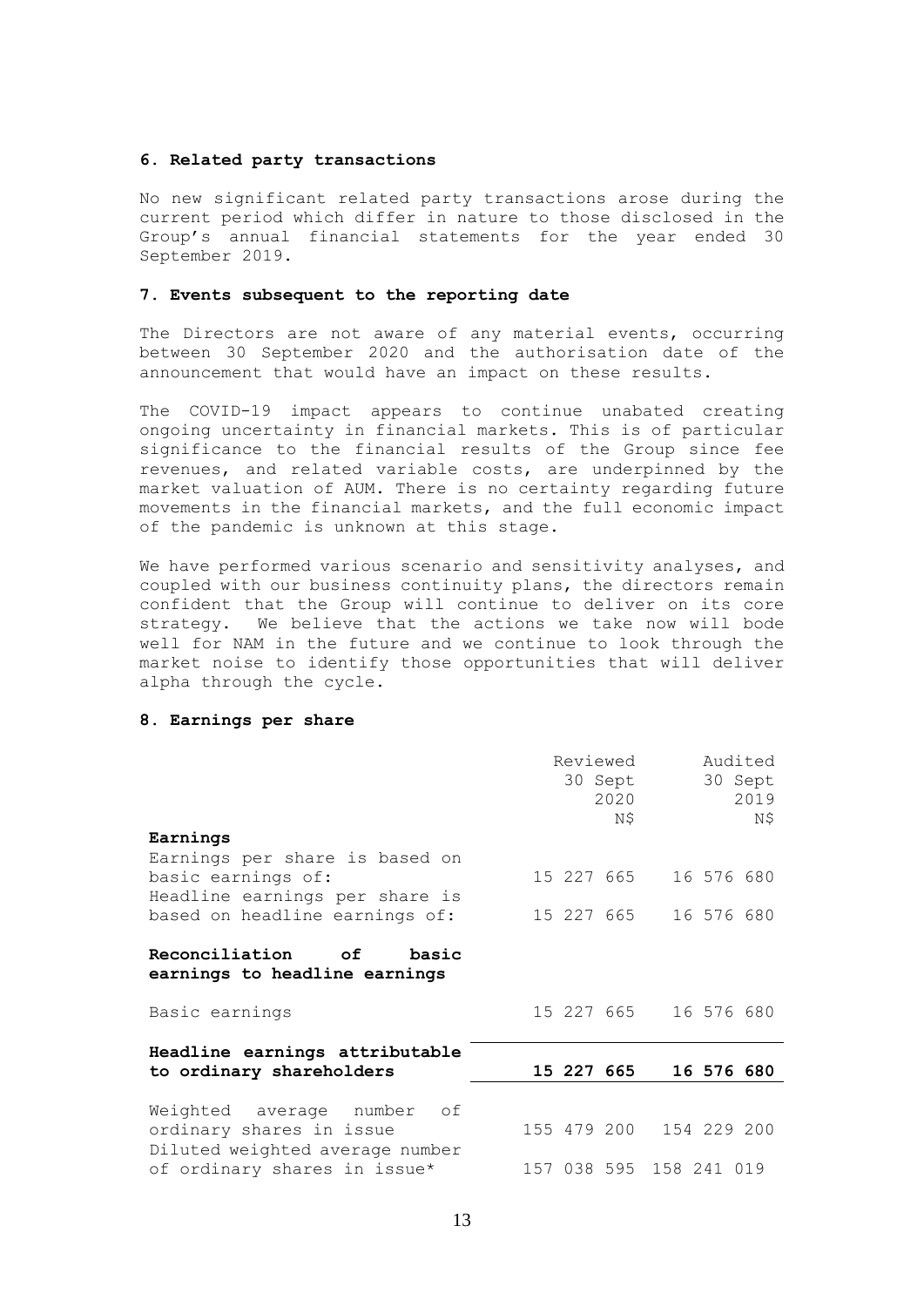### 6. Related party transactions

No new significant related party transactions arose during the current period which differ in nature to those disclosed in the Group's annual financial statements for the year ended 30 September 2019.

### 7. Events subsequent to the reporting date

The Directors are not aware of any material events, occurring between 30 September 2020 and the authorisation date of the announcement that would have an impact on these results.

The COVID-19 impact appears to continue unabated creating ongoing uncertainty in financial markets. This is of particular significance to the financial results of the Group since fee revenues, and related variable costs, are underpinned by the market valuation of AUM. There is no certainty regarding future movements in the financial markets, and the full economic impact of the pandemic is unknown at this stage.

We have performed various scenario and sensitivity analyses, and coupled with our business continuity plans, the directors remain confident that the Group will continue to deliver on its core strategy. We believe that the actions we take now will bode well for NAM in the future and we continue to look through the market noise to identify those opportunities that will deliver alpha through the cycle.

### 8. Earnings per share

| | Reviewed 30 Sept 2020 N$ | Audited 30 Sept 2019 N$ |
|---|---|---|
| **Earnings** | | |
| Earnings per share is based on basic earnings of: | 15 227 665 | 16 576 680 |
| Headline earnings per share is based on headline earnings of: | 15 227 665 | 16 576 680 |
| **Reconciliation of basic earnings to headline earnings** | | |
| Basic earnings | 15 227 665 | 16 576 680 |
| **Headline earnings attributable to ordinary shareholders** | **15 227 665** | **16 576 680** |
| Weighted average number of ordinary shares in issue | 155 479 200 | 154 229 200 |
| Diluted weighted average number of ordinary shares in issue* | 157 038 595 | 158 241 019 |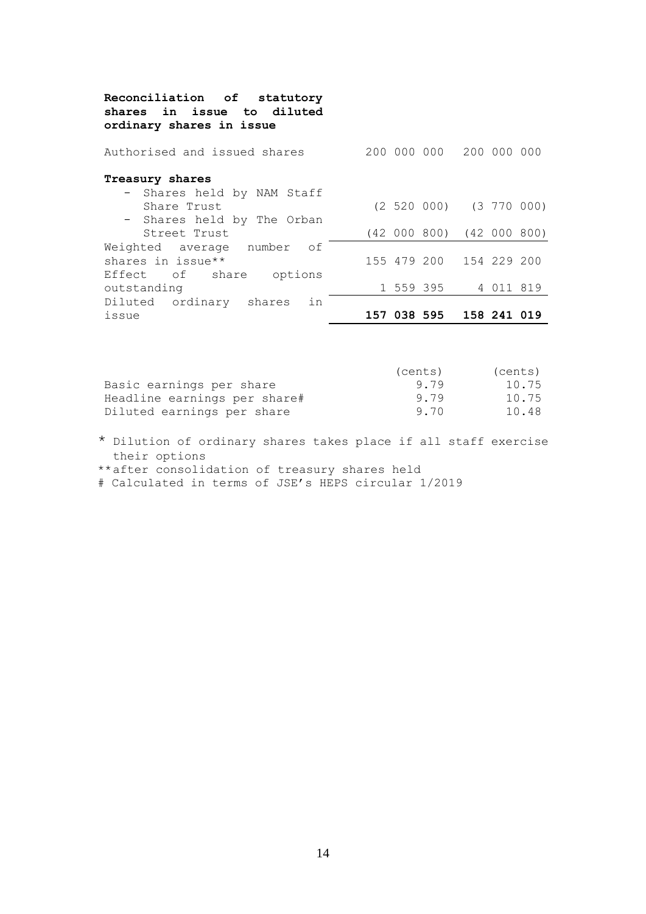**Reconciliation of statutory shares in issue to diluted ordinary shares in issue**

| | | |
|---|---|---|
| Authorised and issued shares | 200 000 000 | 200 000 000 |
| **Treasury shares** | | |
| - Shares held by NAM Staff Share Trust | (2 520 000) | (3 770 000) |
| - Shares held by The Orban Street Trust | (42 000 800) | (42 000 800) |
| Weighted average number of shares in issue** | 155 479 200 | 154 229 200 |
| Effect of share options outstanding | 1 559 395 | 4 011 819 |
| Diluted ordinary shares in issue | **157 038 595** | **158 241 019** |

| | (cents) | (cents) |
|---|---|---|
| Basic earnings per share | 9.79 | 10.75 |
| Headline earnings per share# | 9.79 | 10.75 |
| Diluted earnings per share | 9.70 | 10.48 |

* Dilution of ordinary shares takes place if all staff exercise their options

**after consolidation of treasury shares held

# Calculated in terms of JSE's HEPS circular 1/2019